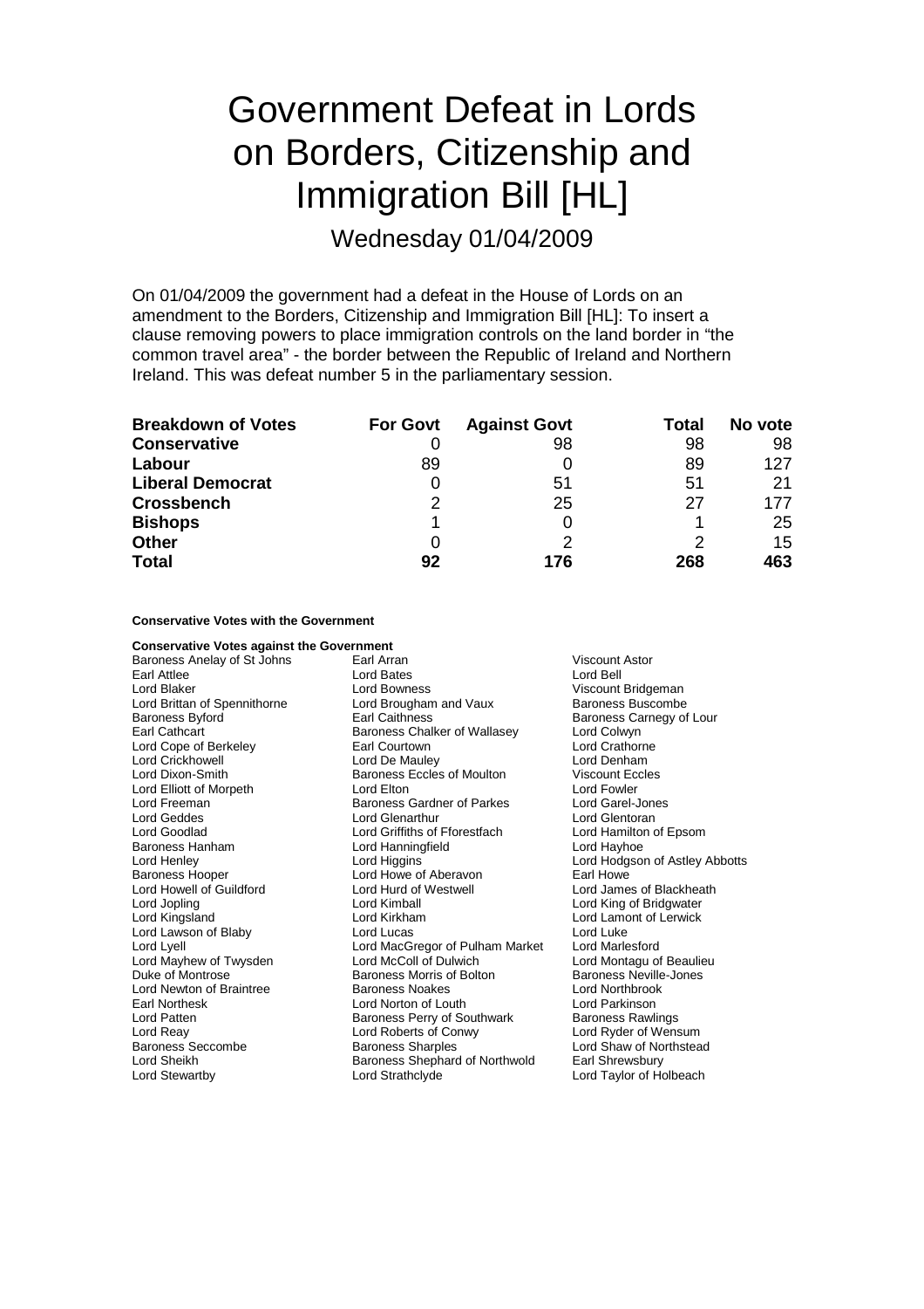# Government Defeat in Lords on Borders, Citizenship and Immigration Bill [HL]

Wednesday 01/04/2009

On 01/04/2009 the government had a defeat in the House of Lords on an amendment to the Borders, Citizenship and Immigration Bill [HL]: To insert a clause removing powers to place immigration controls on the land border in "the common travel area" - the border between the Republic of Ireland and Northern Ireland. This was defeat number 5 in the parliamentary session.

| Breakdown of Votes | For Govt | Against Govt | Total | No vote |
|---|---|---|---|---|
| **Conservative** | 0 | 98 | 98 | 98 |
| **Labour** | 89 | 0 | 89 | 127 |
| **Liberal Democrat** | 0 | 51 | 51 | 21 |
| **Crossbench** | 2 | 25 | 27 | 177 |
| **Bishops** | 1 | 0 | 1 | 25 |
| **Other** | 0 | 2 | 2 | 15 |
| **Total** | **92** | **176** | **268** | **463** |

**Conservative Votes with the Government**

**Conservative Votes against the Government**

Baroness Anelay of St Johns
Earl Arran
Viscount Astor
Earl Attlee
Lord Bates
Lord Bell
Lord Blaker
Lord Bowness
Viscount Bridgeman
Lord Brittan of Spennithorne
Lord Brougham and Vaux
Baroness Buscombe
Baroness Byford
Earl Caithness
Baroness Carnegy of Lour
Earl Cathcart
Baroness Chalker of Wallasey
Lord Colwyn
Lord Cope of Berkeley
Earl Courtown
Lord Crathorne
Lord Crickhowell
Lord De Mauley
Lord Denham
Lord Dixon-Smith
Baroness Eccles of Moulton
Viscount Eccles
Lord Elliott of Morpeth
Lord Elton
Lord Fowler
Lord Freeman
Baroness Gardner of Parkes
Lord Garel-Jones
Lord Geddes
Lord Glenarthur
Lord Glentoran
Lord Goodlad
Lord Griffiths of Fforestfach
Lord Hamilton of Epsom
Baroness Hanham
Lord Hanningfield
Lord Hayhoe
Lord Henley
Lord Higgins
Lord Hodgson of Astley Abbotts
Baroness Hooper
Lord Howe of Aberavon
Earl Howe
Lord Howell of Guildford
Lord Hurd of Westwell
Lord James of Blackheath
Lord Jopling
Lord Kimball
Lord King of Bridgwater
Lord Kingsland
Lord Kirkham
Lord Lamont of Lerwick
Lord Lawson of Blaby
Lord Lucas
Lord Luke
Lord Lyell
Lord MacGregor of Pulham Market
Lord Marlesford
Lord Mayhew of Twysden
Lord McColl of Dulwich
Lord Montagu of Beaulieu
Duke of Montrose
Baroness Morris of Bolton
Baroness Neville-Jones
Lord Newton of Braintree
Baroness Noakes
Lord Northbrook
Earl Northesk
Lord Norton of Louth
Lord Parkinson
Lord Patten
Baroness Perry of Southwark
Baroness Rawlings
Lord Reay
Lord Roberts of Conwy
Lord Ryder of Wensum
Baroness Seccombe
Baroness Sharples
Lord Shaw of Northstead
Lord Sheikh
Baroness Shephard of Northwold
Earl Shrewsbury
Lord Stewartby
Lord Strathclyde
Lord Taylor of Holbeach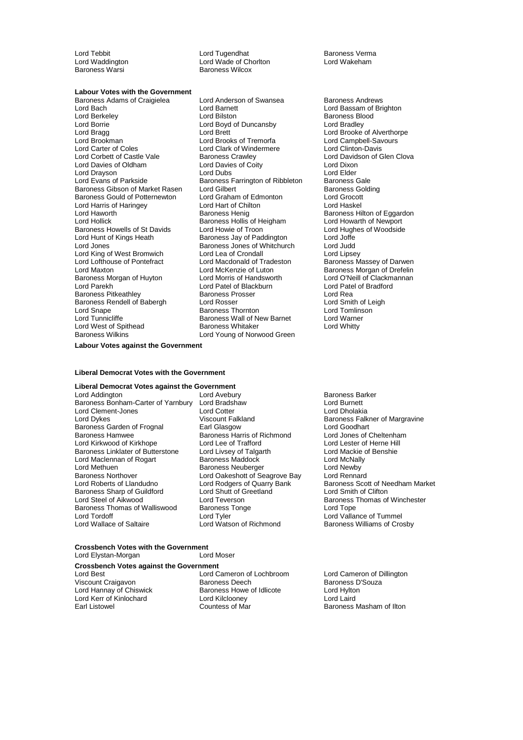Lord Tebbit, Lord Tugendhat, Baroness Verma
Lord Waddington, Lord Wade of Chorlton, Lord Wakeham
Baroness Warsi, Baroness Wilcox

**Labour Votes with the Government**

Baroness Adams of Craigielea, Lord Anderson of Swansea, Baroness Andrews
Lord Bach, Lord Barnett, Lord Bassam of Brighton
Lord Berkeley, Lord Bilston, Baroness Blood
Lord Borrie, Lord Boyd of Duncansby, Lord Bradley
Lord Bragg, Lord Brett, Lord Brooke of Alverthorpe
Lord Brookman, Lord Brooks of Tremorfa, Lord Campbell-Savours
Lord Carter of Coles, Lord Clark of Windermere, Lord Clinton-Davis
Lord Corbett of Castle Vale, Baroness Crawley, Lord Davidson of Glen Clova
Lord Davies of Oldham, Lord Davies of Coity, Lord Dixon
Lord Drayson, Lord Dubs, Lord Elder
Lord Evans of Parkside, Baroness Farrington of Ribbleton, Baroness Gale
Baroness Gibson of Market Rasen, Lord Gilbert, Baroness Golding
Baroness Gould of Potternewton, Lord Graham of Edmonton, Lord Grocott
Lord Harris of Haringey, Lord Hart of Chilton, Lord Haskel
Lord Haworth, Baroness Henig, Baroness Hilton of Eggardon
Lord Hollick, Baroness Hollis of Heigham, Lord Howarth of Newport
Baroness Howells of St Davids, Lord Howie of Troon, Lord Hughes of Woodside
Lord Hunt of Kings Heath, Baroness Jay of Paddington, Lord Joffe
Lord Jones, Baroness Jones of Whitchurch, Lord Judd
Lord King of West Bromwich, Lord Lea of Crondall, Lord Lipsey
Lord Lofthouse of Pontefract, Lord Macdonald of Tradeston, Baroness Massey of Darwen
Lord Maxton, Lord McKenzie of Luton, Baroness Morgan of Drefelin
Baroness Morgan of Huyton, Lord Morris of Handsworth, Lord O'Neill of Clackmannan
Lord Parekh, Lord Patel of Blackburn, Lord Patel of Bradford
Baroness Pitkeathley, Baroness Prosser, Lord Rea
Baroness Rendell of Babergh, Lord Rosser, Lord Smith of Leigh
Lord Snape, Baroness Thornton, Lord Tomlinson
Lord Tunnicliffe, Baroness Wall of New Barnet, Lord Warner
Lord West of Spithead, Baroness Whitaker, Lord Whitty
Baroness Wilkins, Lord Young of Norwood Green

**Labour Votes against the Government**

**Liberal Democrat Votes with the Government**

**Liberal Democrat Votes against the Government**

Lord Addington, Lord Avebury, Baroness Barker
Baroness Bonham-Carter of Yarnbury, Lord Bradshaw, Lord Burnett
Lord Clement-Jones, Lord Cotter, Lord Dholakia
Lord Dykes, Viscount Falkland, Baroness Falkner of Margravine
Baroness Garden of Frognal, Earl Glasgow, Lord Goodhart
Baroness Hamwee, Baroness Harris of Richmond, Lord Jones of Cheltenham
Lord Kirkwood of Kirkhope, Lord Lee of Trafford, Lord Lester of Herne Hill
Baroness Linklater of Butterstone, Lord Livsey of Talgarth, Lord Mackie of Benshie
Lord Maclennan of Rogart, Baroness Maddock, Lord McNally
Lord Methuen, Baroness Neuberger, Lord Newby
Baroness Northover, Lord Oakeshott of Seagrove Bay, Lord Rennard
Lord Roberts of Llandudno, Lord Rodgers of Quarry Bank, Baroness Scott of Needham Market
Baroness Sharp of Guildford, Lord Shutt of Greetland, Lord Smith of Clifton
Lord Steel of Aikwood, Lord Teverson, Baroness Thomas of Winchester
Baroness Thomas of Walliswood, Baroness Tonge, Lord Tope
Lord Tordoff, Lord Tyler, Lord Vallance of Tummel
Lord Wallace of Saltaire, Lord Watson of Richmond, Baroness Williams of Crosby

**Crossbench Votes with the Government**

Lord Elystan-Morgan, Lord Moser

**Crossbench Votes against the Government**

Lord Best, Lord Cameron of Lochbroom, Lord Cameron of Dillington
Viscount Craigavon, Baroness Deech, Baroness D'Souza
Lord Hannay of Chiswick, Baroness Howe of Idlicote, Lord Hylton
Lord Kerr of Kinlochard, Lord Kilclooney, Lord Laird
Earl Listowel, Countess of Mar, Baroness Masham of Ilton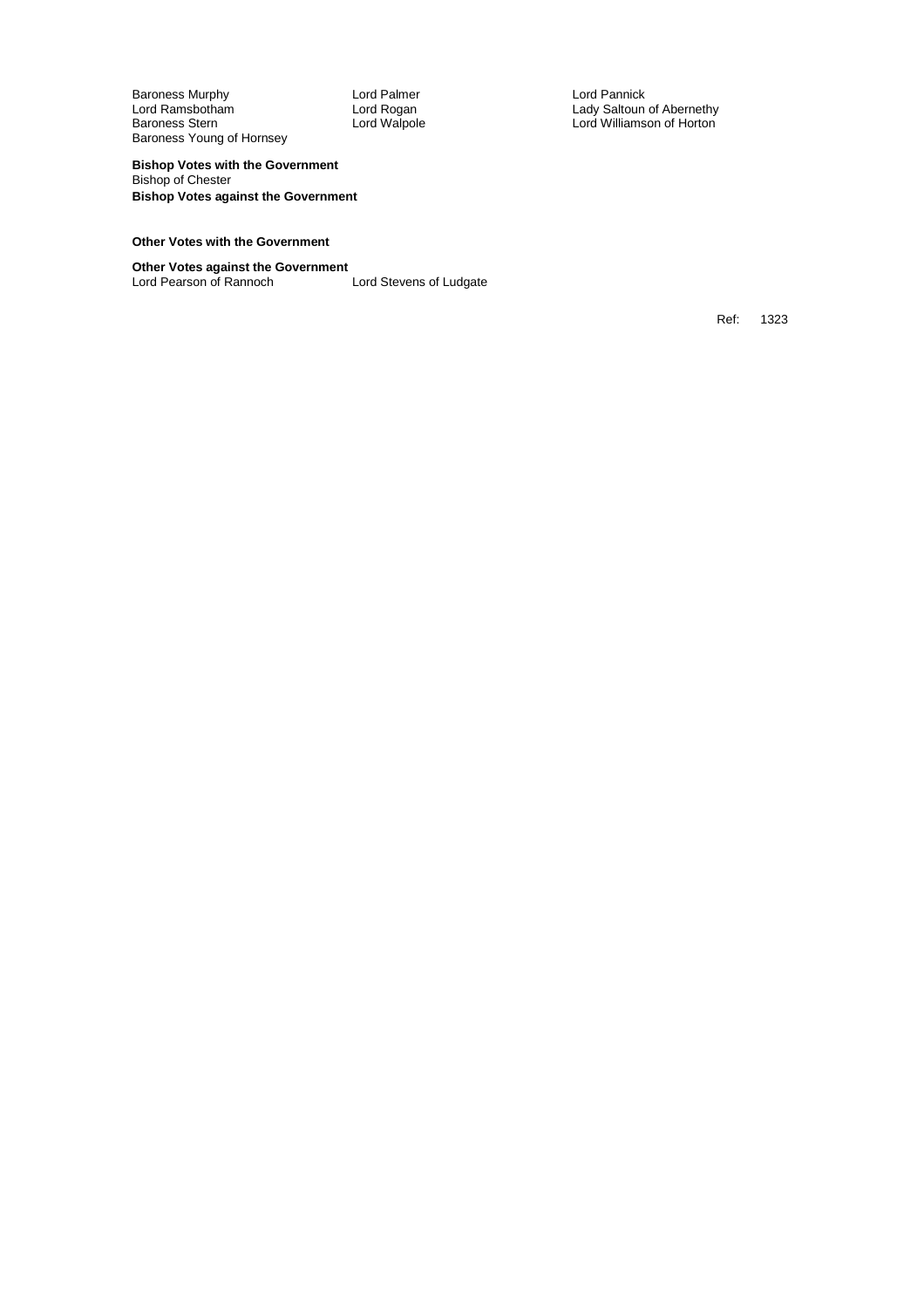| | | |
|---|---|---|
| Baroness Murphy | Lord Palmer | Lord Pannick |
| Lord Ramsbotham | Lord Rogan | Lady Saltoun of Abernethy |
| Baroness Stern | Lord Walpole | Lord Williamson of Horton |
| Baroness Young of Hornsey | | |

**Bishop Votes with the Government**

Bishop of Chester

**Bishop Votes against the Government**

**Other Votes with the Government**

**Other Votes against the Government**

| | |
|---|---|
| Lord Pearson of Rannoch | Lord Stevens of Ludgate |

Ref: 1323